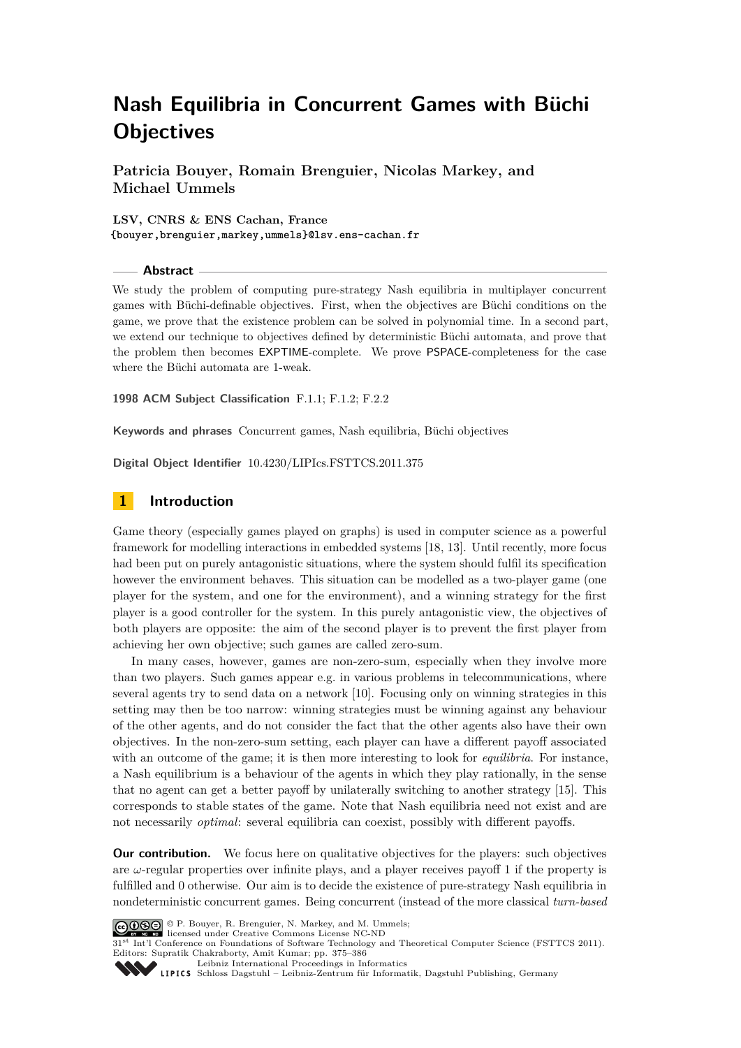# Nash Equilibria in Concurrent Games with Büchi Objectives

**Patricia Bouyer, Romain Brenguier, Nicolas Markey, and Michael Ummels**

**LSV, CNRS & ENS Cachan, France**
{bouyer,brenguier,markey,ummels}@lsv.ens-cachan.fr

## Abstract

We study the problem of computing pure-strategy Nash equilibria in multiplayer concurrent games with Büchi-definable objectives. First, when the objectives are Büchi conditions on the game, we prove that the existence problem can be solved in polynomial time. In a second part, we extend our technique to objectives defined by deterministic Büchi automata, and prove that the problem then becomes EXPTIME-complete. We prove PSPACE-completeness for the case where the Büchi automata are 1-weak.

**1998 ACM Subject Classification** F.1.1; F.1.2; F.2.2

**Keywords and phrases** Concurrent games, Nash equilibria, Büchi objectives

**Digital Object Identifier** 10.4230/LIPIcs.FSTTCS.2011.375

## 1 Introduction

Game theory (especially games played on graphs) is used in computer science as a powerful framework for modelling interactions in embedded systems [18, 13]. Until recently, more focus had been put on purely antagonistic situations, where the system should fulfil its specification however the environment behaves. This situation can be modelled as a two-player game (one player for the system, and one for the environment), and a winning strategy for the first player is a good controller for the system. In this purely antagonistic view, the objectives of both players are opposite: the aim of the second player is to prevent the first player from achieving her own objective; such games are called zero-sum.

In many cases, however, games are non-zero-sum, especially when they involve more than two players. Such games appear e.g. in various problems in telecommunications, where several agents try to send data on a network [10]. Focusing only on winning strategies in this setting may then be too narrow: winning strategies must be winning against any behaviour of the other agents, and do not consider the fact that the other agents also have their own objectives. In the non-zero-sum setting, each player can have a different payoff associated with an outcome of the game; it is then more interesting to look for *equilibria*. For instance, a Nash equilibrium is a behaviour of the agents in which they play rationally, in the sense that no agent can get a better payoff by unilaterally switching to another strategy [15]. This corresponds to stable states of the game. Note that Nash equilibria need not exist and are not necessarily *optimal*: several equilibria can coexist, possibly with different payoffs.

**Our contribution.** We focus here on qualitative objectives for the players: such objectives are $\omega$-regular properties over infinite plays, and a player receives payoff 1 if the property is fulfilled and 0 otherwise. Our aim is to decide the existence of pure-strategy Nash equilibria in nondeterministic concurrent games. Being concurrent (instead of the more classical *turn-based*

© P. Bouyer, R. Brenguier, N. Markey, and M. Ummels; licensed under Creative Commons License NC-ND
31[st] Int'l Conference on Foundations of Software Technology and Theoretical Computer Science (FSTTCS 2011).
Editors: Supratik Chakraborty, Amit Kumar; pp. 375–386
Leibniz International Proceedings in Informatics
LIPICS Schloss Dagstuhl – Leibniz-Zentrum für Informatik, Dagstuhl Publishing, Germany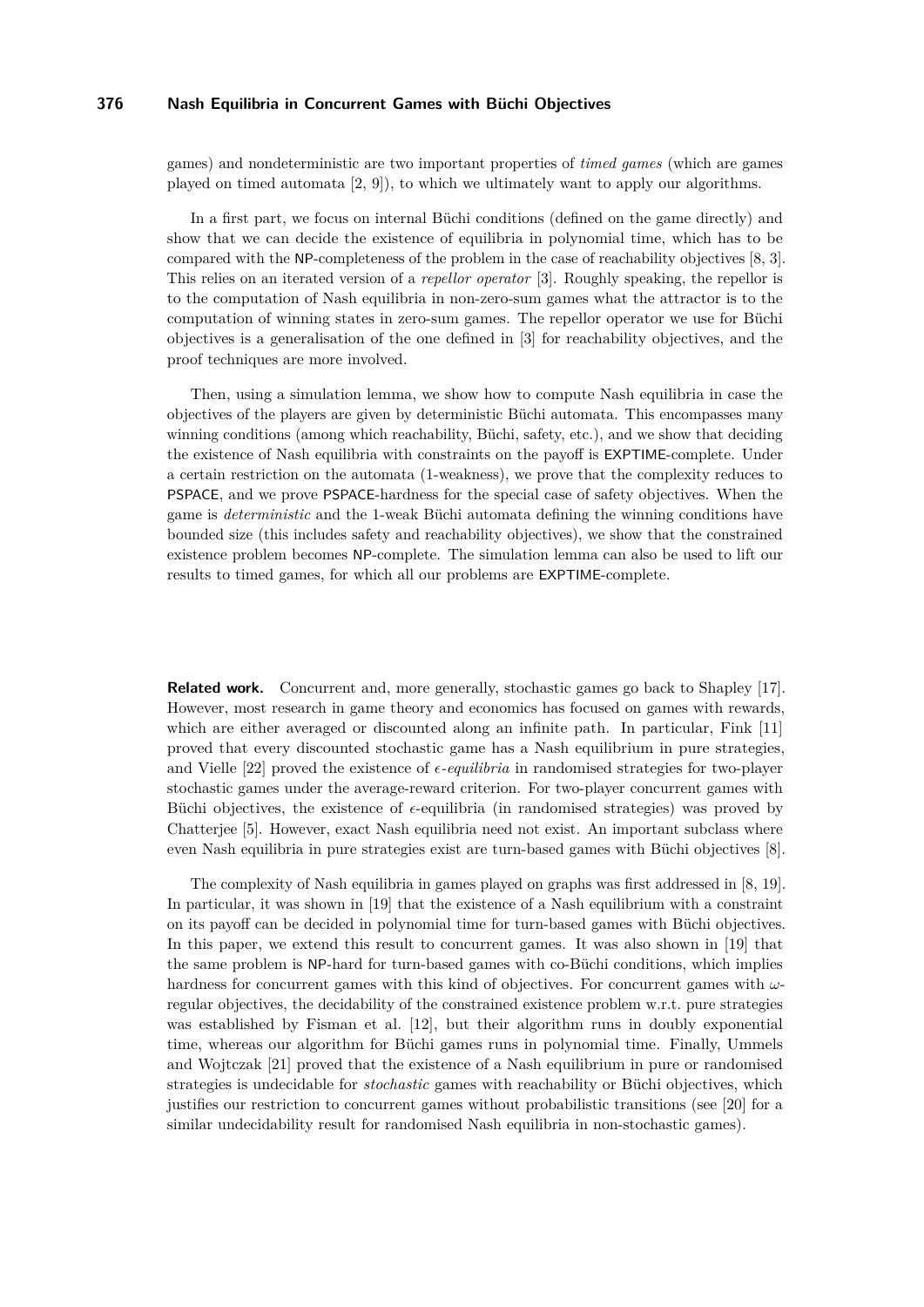games) and nondeterministic are two important properties of *timed games* (which are games played on timed automata [2, 9]), to which we ultimately want to apply our algorithms.

In a first part, we focus on internal Büchi conditions (defined on the game directly) and show that we can decide the existence of equilibria in polynomial time, which has to be compared with the NP-completeness of the problem in the case of reachability objectives [8, 3]. This relies on an iterated version of a *repellor operator* [3]. Roughly speaking, the repellor is to the computation of Nash equilibria in non-zero-sum games what the attractor is to the computation of winning states in zero-sum games. The repellor operator we use for Büchi objectives is a generalisation of the one defined in [3] for reachability objectives, and the proof techniques are more involved.

Then, using a simulation lemma, we show how to compute Nash equilibria in case the objectives of the players are given by deterministic Büchi automata. This encompasses many winning conditions (among which reachability, Büchi, safety, etc.), and we show that deciding the existence of Nash equilibria with constraints on the payoff is EXPTIME-complete. Under a certain restriction on the automata (1-weakness), we prove that the complexity reduces to PSPACE, and we prove PSPACE-hardness for the special case of safety objectives. When the game is *deterministic* and the 1-weak Büchi automata defining the winning conditions have bounded size (this includes safety and reachability objectives), we show that the constrained existence problem becomes NP-complete. The simulation lemma can also be used to lift our results to timed games, for which all our problems are EXPTIME-complete.

**Related work.** Concurrent and, more generally, stochastic games go back to Shapley [17]. However, most research in game theory and economics has focused on games with rewards, which are either averaged or discounted along an infinite path. In particular, Fink [11] proved that every discounted stochastic game has a Nash equilibrium in pure strategies, and Vielle [22] proved the existence of $\epsilon$*-equilibria* in randomised strategies for two-player stochastic games under the average-reward criterion. For two-player concurrent games with Büchi objectives, the existence of $\epsilon$-equilibria (in randomised strategies) was proved by Chatterjee [5]. However, exact Nash equilibria need not exist. An important subclass where even Nash equilibria in pure strategies exist are turn-based games with Büchi objectives [8].

The complexity of Nash equilibria in games played on graphs was first addressed in [8, 19]. In particular, it was shown in [19] that the existence of a Nash equilibrium with a constraint on its payoff can be decided in polynomial time for turn-based games with Büchi objectives. In this paper, we extend this result to concurrent games. It was also shown in [19] that the same problem is NP-hard for turn-based games with co-Büchi conditions, which implies hardness for concurrent games with this kind of objectives. For concurrent games with $\omega$-regular objectives, the decidability of the constrained existence problem w.r.t. pure strategies was established by Fisman et al. [12], but their algorithm runs in doubly exponential time, whereas our algorithm for Büchi games runs in polynomial time. Finally, Ummels and Wojtczak [21] proved that the existence of a Nash equilibrium in pure or randomised strategies is undecidable for *stochastic* games with reachability or Büchi objectives, which justifies our restriction to concurrent games without probabilistic transitions (see [20] for a similar undecidability result for randomised Nash equilibria in non-stochastic games).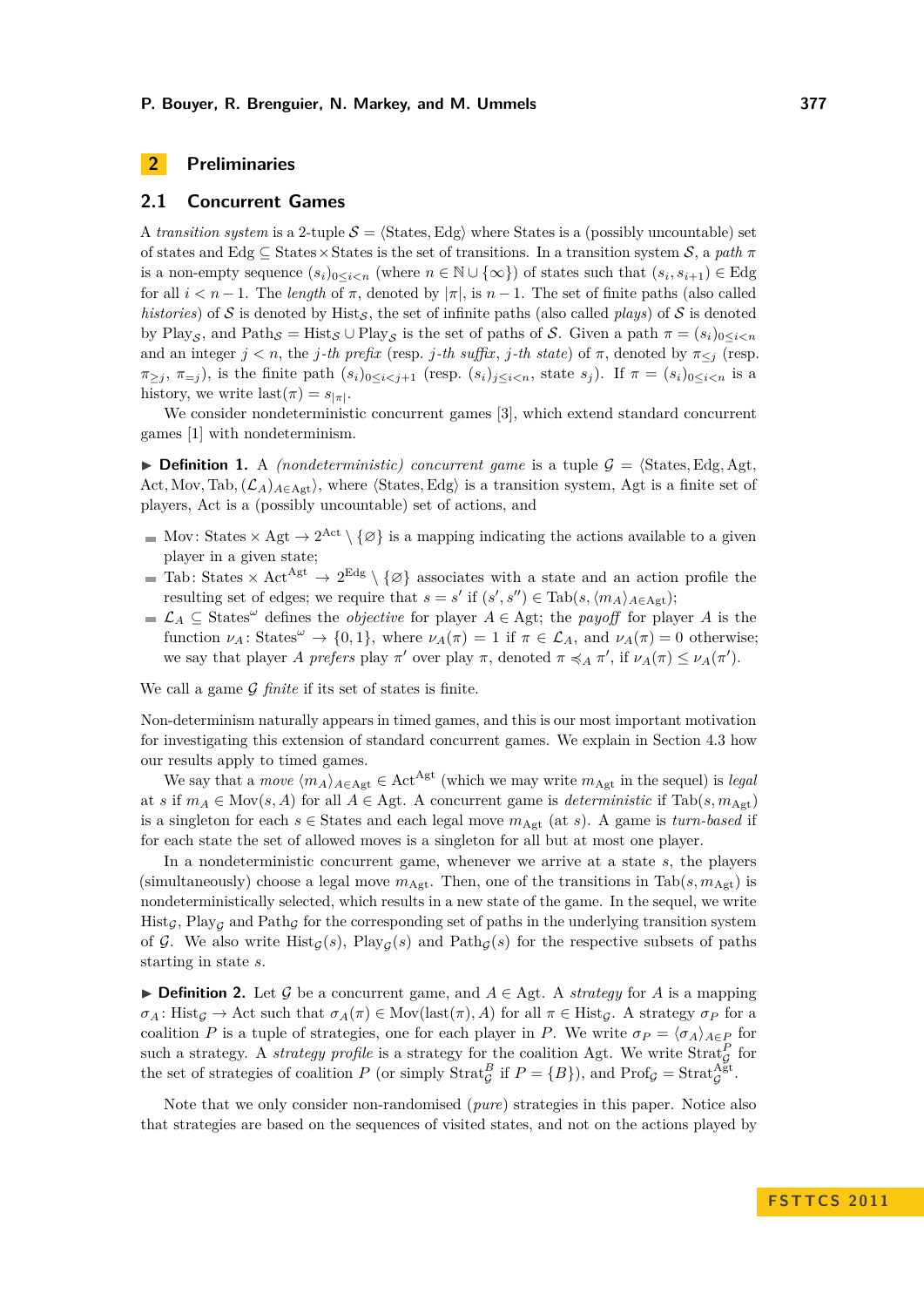## 2 Preliminaries

### 2.1 Concurrent Games

A *transition system* is a 2-tuple $\mathcal{S} = \langle \text{States}, \text{Edg} \rangle$ where States is a (possibly uncountable) set of states and $\text{Edg} \subseteq \text{States} \times \text{States}$ is the set of transitions. In a transition system $\mathcal{S}$, a *path* $\pi$ is a non-empty sequence $(s_i)_{0 \leq i < n}$ (where $n \in \mathbb{N} \cup \{\infty\}$) of states such that $(s_i, s_{i+1}) \in \text{Edg}$ for all $i < n-1$. The *length* of $\pi$, denoted by $|\pi|$, is $n-1$. The set of finite paths (also called *histories*) of $\mathcal{S}$ is denoted by $\text{Hist}_\mathcal{S}$, the set of infinite paths (also called *plays*) of $\mathcal{S}$ is denoted by $\text{Play}_\mathcal{S}$, and $\text{Path}_\mathcal{S} = \text{Hist}_\mathcal{S} \cup \text{Play}_\mathcal{S}$ is the set of paths of $\mathcal{S}$. Given a path $\pi = (s_i)_{0 \leq i < n}$ and an integer $j < n$, the *j-th prefix* (resp. *j-th suffix*, *j-th state*) of $\pi$, denoted by $\pi_{\leq j}$ (resp. $\pi_{\geq j}$, $\pi_{=j}$), is the finite path $(s_i)_{0 \leq i < j+1}$ (resp. $(s_i)_{j \leq i < n}$, state $s_j$). If $\pi = (s_i)_{0 \leq i < n}$ is a history, we write $\text{last}(\pi) = s_{|\pi|}$.

We consider nondeterministic concurrent games [3], which extend standard concurrent games [1] with nondeterminism.

▶ **Definition 1.** A *(nondeterministic) concurrent game* is a tuple $\mathcal{G} = \langle \text{States}, \text{Edg}, \text{Agt}, \text{Act}, \text{Mov}, \text{Tab}, (\mathcal{L}_A)_{A \in \text{Agt}} \rangle$, where $\langle \text{States}, \text{Edg} \rangle$ is a transition system, Agt is a finite set of players, Act is a (possibly uncountable) set of actions, and

- $\text{Mov} \colon \text{States} \times \text{Agt} \to 2^{\text{Act}} \setminus \{\varnothing\}$ is a mapping indicating the actions available to a given player in a given state;
- $\text{Tab} \colon \text{States} \times \text{Act}^{\text{Agt}} \to 2^{\text{Edg}} \setminus \{\varnothing\}$ associates with a state and an action profile the resulting set of edges; we require that $s = s'$ if $(s', s'') \in \text{Tab}(s, \langle m_A \rangle_{A \in \text{Agt}})$;
- $\mathcal{L}_A \subseteq \text{States}^\omega$ defines the *objective* for player $A \in \text{Agt}$; the *payoff* for player $A$ is the function $\nu_A \colon \text{States}^\omega \to \{0, 1\}$, where $\nu_A(\pi) = 1$ if $\pi \in \mathcal{L}_A$, and $\nu_A(\pi) = 0$ otherwise; we say that player $A$ *prefers* play $\pi'$ over play $\pi$, denoted $\pi \preccurlyeq_A \pi'$, if $\nu_A(\pi) \leq \nu_A(\pi')$.

We call a game $\mathcal{G}$ *finite* if its set of states is finite.

Non-determinism naturally appears in timed games, and this is our most important motivation for investigating this extension of standard concurrent games. We explain in Section 4.3 how our results apply to timed games.

We say that a *move* $\langle m_A \rangle_{A \in \text{Agt}} \in \text{Act}^{\text{Agt}}$ (which we may write $m_{\text{Agt}}$ in the sequel) is *legal* at $s$ if $m_A \in \text{Mov}(s, A)$ for all $A \in \text{Agt}$. A concurrent game is *deterministic* if $\text{Tab}(s, m_{\text{Agt}})$ is a singleton for each $s \in \text{States}$ and each legal move $m_{\text{Agt}}$ (at $s$). A game is *turn-based* if for each state the set of allowed moves is a singleton for all but at most one player.

In a nondeterministic concurrent game, whenever we arrive at a state $s$, the players (simultaneously) choose a legal move $m_{\text{Agt}}$. Then, one of the transitions in $\text{Tab}(s, m_{\text{Agt}})$ is nondeterministically selected, which results in a new state of the game. In the sequel, we write $\text{Hist}_\mathcal{G}$, $\text{Play}_\mathcal{G}$ and $\text{Path}_\mathcal{G}$ for the corresponding set of paths in the underlying transition system of $\mathcal{G}$. We also write $\text{Hist}_\mathcal{G}(s)$, $\text{Play}_\mathcal{G}(s)$ and $\text{Path}_\mathcal{G}(s)$ for the respective subsets of paths starting in state $s$.

▶ **Definition 2.** Let $\mathcal{G}$ be a concurrent game, and $A \in \text{Agt}$. A *strategy* for $A$ is a mapping $\sigma_A \colon \text{Hist}_\mathcal{G} \to \text{Act}$ such that $\sigma_A(\pi) \in \text{Mov}(\text{last}(\pi), A)$ for all $\pi \in \text{Hist}_\mathcal{G}$. A strategy $\sigma_P$ for a coalition $P$ is a tuple of strategies, one for each player in $P$. We write $\sigma_P = \langle \sigma_A \rangle_{A \in P}$ for such a strategy. A *strategy profile* is a strategy for the coalition Agt. We write $\text{Strat}^P_\mathcal{G}$ for the set of strategies of coalition $P$ (or simply $\text{Strat}^B_\mathcal{G}$ if $P = \{B\}$), and $\text{Prof}_\mathcal{G} = \text{Strat}^{\text{Agt}}_\mathcal{G}$.

Note that we only consider non-randomised (*pure*) strategies in this paper. Notice also that strategies are based on the sequences of visited states, and not on the actions played by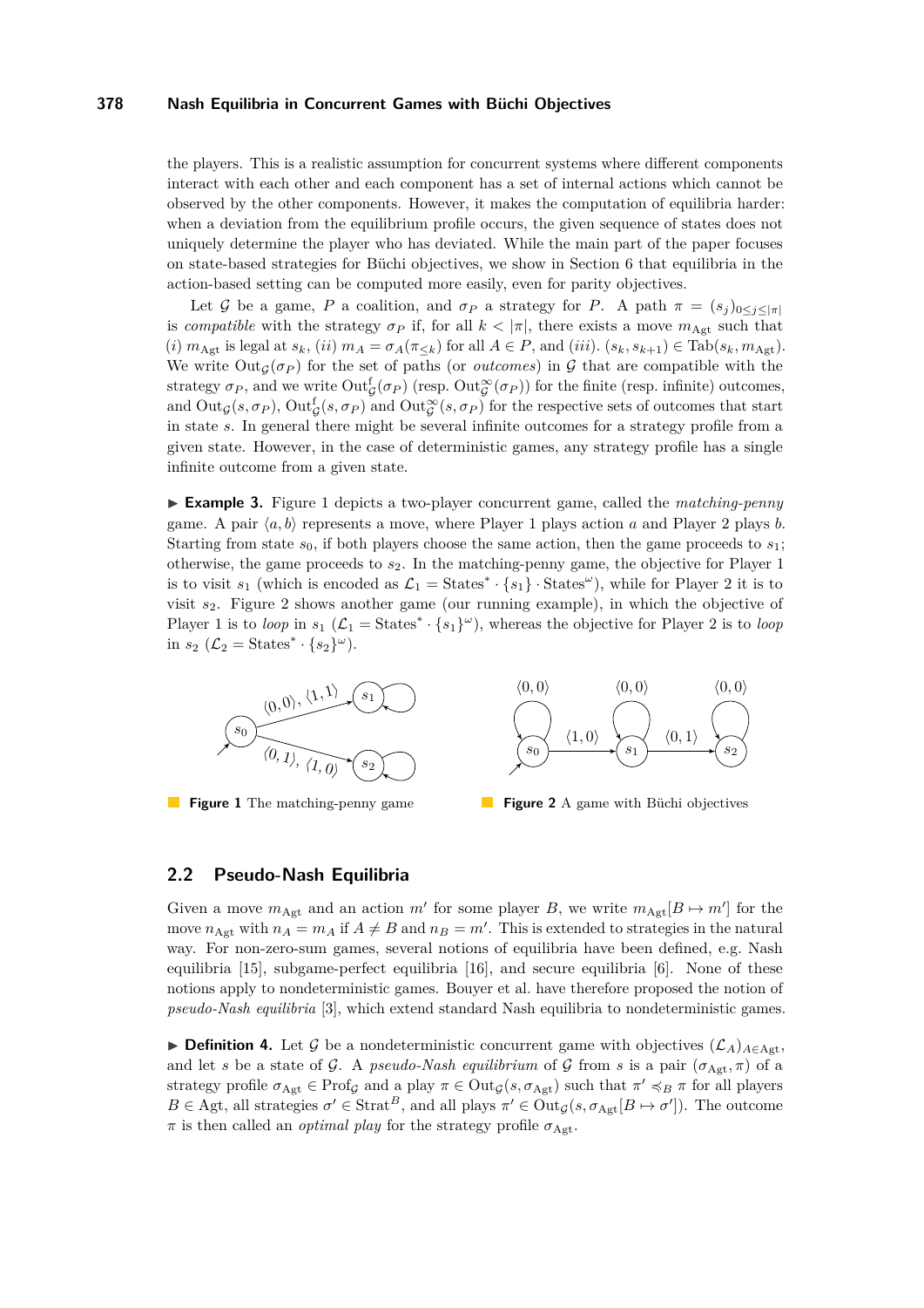the players. This is a realistic assumption for concurrent systems where different components interact with each other and each component has a set of internal actions which cannot be observed by the other components. However, it makes the computation of equilibria harder: when a deviation from the equilibrium profile occurs, the given sequence of states does not uniquely determine the player who has deviated. While the main part of the paper focuses on state-based strategies for Büchi objectives, we show in Section 6 that equilibria in the action-based setting can be computed more easily, even for parity objectives.

Let $\mathcal{G}$ be a game, $P$ a coalition, and $\sigma_P$ a strategy for $P$. A path $\pi = (s_j)_{0 \le j \le |\pi|}$ is *compatible* with the strategy $\sigma_P$ if, for all $k < |\pi|$, there exists a move $m_{\mathrm{Agt}}$ such that $(i)$ $m_{\mathrm{Agt}}$ is legal at $s_k$, $(ii)$ $m_A = \sigma_A(\pi_{\le k})$ for all $A \in P$, and $(iii)$. $(s_k, s_{k+1}) \in \mathrm{Tab}(s_k, m_{\mathrm{Agt}})$. We write $\mathrm{Out}_{\mathcal{G}}(\sigma_P)$ for the set of paths (or *outcomes*) in $\mathcal{G}$ that are compatible with the strategy $\sigma_P$, and we write $\mathrm{Out}^{\mathrm{f}}_{\mathcal{G}}(\sigma_P)$ (resp. $\mathrm{Out}^{\infty}_{\mathcal{G}}(\sigma_P)$) for the finite (resp. infinite) outcomes, and $\mathrm{Out}_{\mathcal{G}}(s, \sigma_P)$, $\mathrm{Out}^{\mathrm{f}}_{\mathcal{G}}(s, \sigma_P)$ and $\mathrm{Out}^{\infty}_{\mathcal{G}}(s, \sigma_P)$ for the respective sets of outcomes that start in state $s$. In general there might be several infinite outcomes for a strategy profile from a given state. However, in the case of deterministic games, any strategy profile has a single infinite outcome from a given state.

▶ **Example 3.** Figure 1 depicts a two-player concurrent game, called the *matching-penny* game. A pair $\langle a, b\rangle$ represents a move, where Player 1 plays action $a$ and Player 2 plays $b$. Starting from state $s_0$, if both players choose the same action, then the game proceeds to $s_1$; otherwise, the game proceeds to $s_2$. In the matching-penny game, the objective for Player 1 is to visit $s_1$ (which is encoded as $\mathcal{L}_1 = \mathrm{States}^* \cdot \{s_1\} \cdot \mathrm{States}^\omega$), while for Player 2 it is to visit $s_2$. Figure 2 shows another game (our running example), in which the objective of Player 1 is to *loop* in $s_1$ ($\mathcal{L}_1 = \mathrm{States}^* \cdot \{s_1\}^\omega$), whereas the objective for Player 2 is to *loop* in $s_2$ ($\mathcal{L}_2 = \mathrm{States}^* \cdot \{s_2\}^\omega$).

**Figure 1** The matching-penny game

**Figure 2** A game with Büchi objectives

## 2.2 Pseudo-Nash Equilibria

Given a move $m_{\mathrm{Agt}}$ and an action $m'$ for some player $B$, we write $m_{\mathrm{Agt}}[B \mapsto m']$ for the move $n_{\mathrm{Agt}}$ with $n_A = m_A$ if $A \ne B$ and $n_B = m'$. This is extended to strategies in the natural way. For non-zero-sum games, several notions of equilibria have been defined, e.g. Nash equilibria [15], subgame-perfect equilibria [16], and secure equilibria [6]. None of these notions apply to nondeterministic games. Bouyer et al. have therefore proposed the notion of *pseudo-Nash equilibria* [3], which extend standard Nash equilibria to nondeterministic games.

▶ **Definition 4.** Let $\mathcal{G}$ be a nondeterministic concurrent game with objectives $(\mathcal{L}_A)_{A \in \mathrm{Agt}}$, and let $s$ be a state of $\mathcal{G}$. A *pseudo-Nash equilibrium* of $\mathcal{G}$ from $s$ is a pair $(\sigma_{\mathrm{Agt}}, \pi)$ of a strategy profile $\sigma_{\mathrm{Agt}} \in \mathrm{Prof}_{\mathcal{G}}$ and a play $\pi \in \mathrm{Out}_{\mathcal{G}}(s, \sigma_{\mathrm{Agt}})$ such that $\pi' \preccurlyeq_B \pi$ for all players $B \in \mathrm{Agt}$, all strategies $\sigma' \in \mathrm{Strat}^B$, and all plays $\pi' \in \mathrm{Out}_{\mathcal{G}}(s, \sigma_{\mathrm{Agt}}[B \mapsto \sigma'])$. The outcome $\pi$ is then called an *optimal play* for the strategy profile $\sigma_{\mathrm{Agt}}$.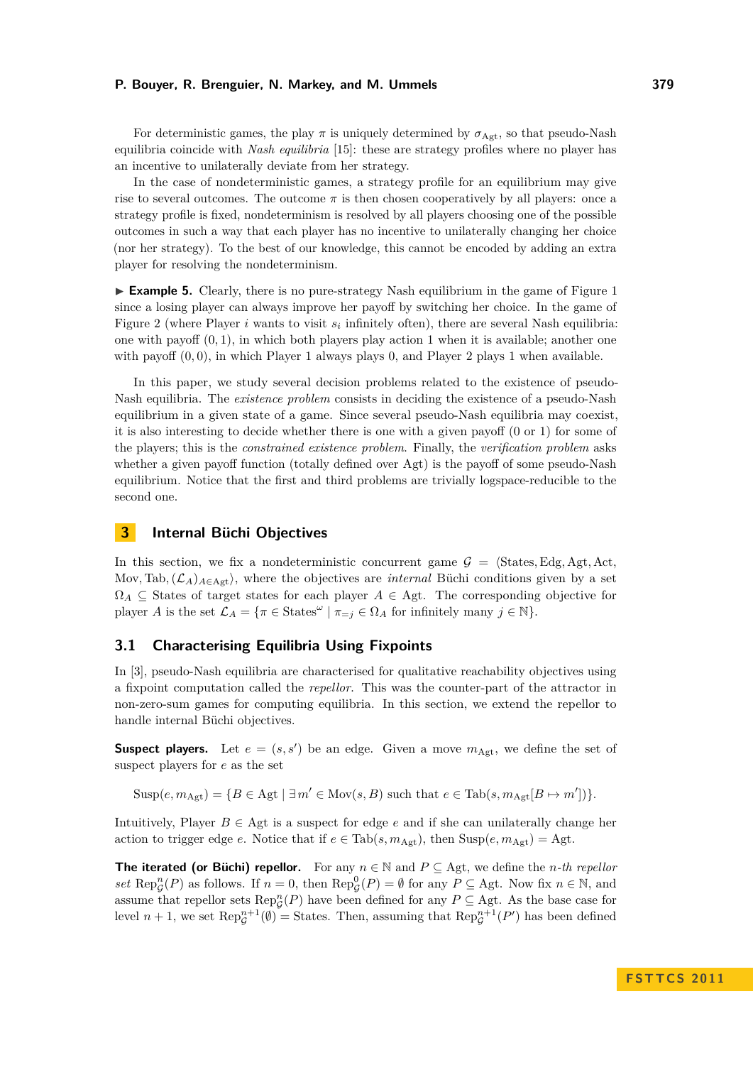For deterministic games, the play $\pi$ is uniquely determined by $\sigma_{\mathrm{Agt}}$, so that pseudo-Nash equilibria coincide with *Nash equilibria* [15]: these are strategy profiles where no player has an incentive to unilaterally deviate from her strategy.

In the case of nondeterministic games, a strategy profile for an equilibrium may give rise to several outcomes. The outcome $\pi$ is then chosen cooperatively by all players: once a strategy profile is fixed, nondeterminism is resolved by all players choosing one of the possible outcomes in such a way that each player has no incentive to unilaterally changing her choice (nor her strategy). To the best of our knowledge, this cannot be encoded by adding an extra player for resolving the nondeterminism.

▶ **Example 5.** Clearly, there is no pure-strategy Nash equilibrium in the game of Figure 1 since a losing player can always improve her payoff by switching her choice. In the game of Figure 2 (where Player $i$ wants to visit $s_i$ infinitely often), there are several Nash equilibria: one with payoff $(0, 1)$, in which both players play action 1 when it is available; another one with payoff $(0, 0)$, in which Player 1 always plays 0, and Player 2 plays 1 when available.

In this paper, we study several decision problems related to the existence of pseudo-Nash equilibria. The *existence problem* consists in deciding the existence of a pseudo-Nash equilibrium in a given state of a game. Since several pseudo-Nash equilibria may coexist, it is also interesting to decide whether there is one with a given payoff (0 or 1) for some of the players; this is the *constrained existence problem*. Finally, the *verification problem* asks whether a given payoff function (totally defined over Agt) is the payoff of some pseudo-Nash equilibrium. Notice that the first and third problems are trivially logspace-reducible to the second one.

## 3 Internal Büchi Objectives

In this section, we fix a nondeterministic concurrent game $\mathcal{G} = \langle \mathrm{States}, \mathrm{Edg}, \mathrm{Agt}, \mathrm{Act}, \mathrm{Mov}, \mathrm{Tab}, (\mathcal{L}_A)_{A \in \mathrm{Agt}} \rangle$, where the objectives are *internal* Büchi conditions given by a set $\Omega_A \subseteq \mathrm{States}$ of target states for each player $A \in \mathrm{Agt}$. The corresponding objective for player $A$ is the set $\mathcal{L}_A = \{\pi \in \mathrm{States}^\omega \mid \pi_{=j} \in \Omega_A \text{ for infinitely many } j \in \mathbb{N}\}$.

### 3.1 Characterising Equilibria Using Fixpoints

In [3], pseudo-Nash equilibria are characterised for qualitative reachability objectives using a fixpoint computation called the *repellor*. This was the counter-part of the attractor in non-zero-sum games for computing equilibria. In this section, we extend the repellor to handle internal Büchi objectives.

**Suspect players.** Let $e = (s, s')$ be an edge. Given a move $m_{\mathrm{Agt}}$, we define the set of suspect players for $e$ as the set

$$\mathrm{Susp}(e, m_{\mathrm{Agt}}) = \{B \in \mathrm{Agt} \mid \exists m' \in \mathrm{Mov}(s, B) \text{ such that } e \in \mathrm{Tab}(s, m_{\mathrm{Agt}}[B \mapsto m'])\}.$$

Intuitively, Player $B \in \mathrm{Agt}$ is a suspect for edge $e$ and if she can unilaterally change her action to trigger edge $e$. Notice that if $e \in \mathrm{Tab}(s, m_{\mathrm{Agt}})$, then $\mathrm{Susp}(e, m_{\mathrm{Agt}}) = \mathrm{Agt}$.

**The iterated (or Büchi) repellor.** For any $n \in \mathbb{N}$ and $P \subseteq \mathrm{Agt}$, we define the *n-th repellor set* $\mathrm{Rep}^n_{\mathcal{G}}(P)$ as follows. If $n = 0$, then $\mathrm{Rep}^0_{\mathcal{G}}(P) = \emptyset$ for any $P \subseteq \mathrm{Agt}$. Now fix $n \in \mathbb{N}$, and assume that repellor sets $\mathrm{Rep}^n_{\mathcal{G}}(P)$ have been defined for any $P \subseteq \mathrm{Agt}$. As the base case for level $n+1$, we set $\mathrm{Rep}^{n+1}_{\mathcal{G}}(\emptyset) = \mathrm{States}$. Then, assuming that $\mathrm{Rep}^{n+1}_{\mathcal{G}}(P')$ has been defined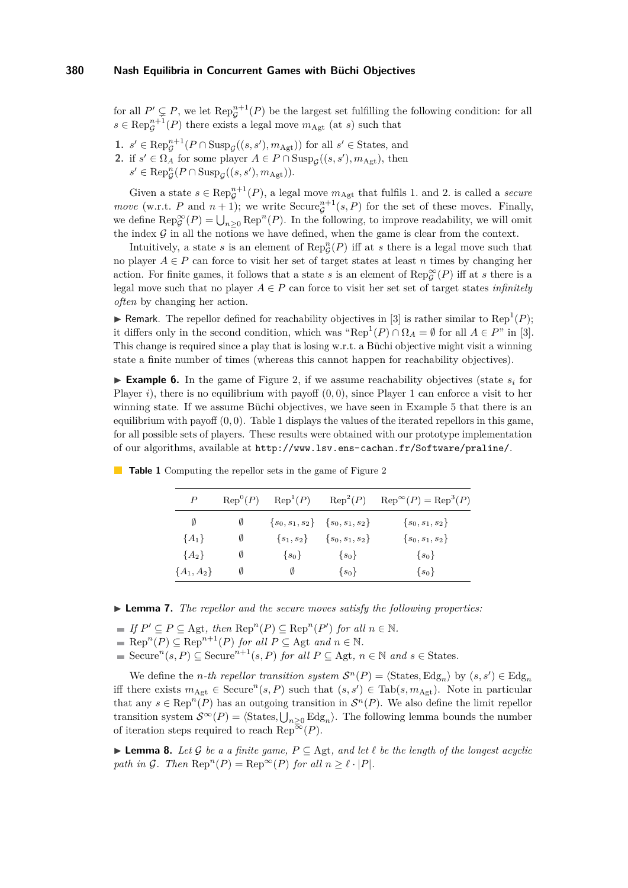for all $P' \subsetneq P$, we let $\mathrm{Rep}^{n+1}_{\mathcal{G}}(P)$ be the largest set fulfilling the following condition: for all $s \in \mathrm{Rep}^{n+1}_{\mathcal{G}}(P)$ there exists a legal move $m_{\mathrm{Agt}}$ (at $s$) such that

1. $s' \in \mathrm{Rep}^{n+1}_{\mathcal{G}}(P \cap \mathrm{Susp}_{\mathcal{G}}((s,s'), m_{\mathrm{Agt}}))$ for all $s' \in \mathrm{States}$, and
2. if $s' \in \Omega_A$ for some player $A \in P \cap \mathrm{Susp}_{\mathcal{G}}((s,s'), m_{\mathrm{Agt}})$, then $s' \in \mathrm{Rep}^{n}_{\mathcal{G}}(P \cap \mathrm{Susp}_{\mathcal{G}}((s,s'), m_{\mathrm{Agt}}))$.

Given a state $s \in \mathrm{Rep}^{n+1}_{\mathcal{G}}(P)$, a legal move $m_{\mathrm{Agt}}$ that fulfils 1. and 2. is called a *secure move* (w.r.t. $P$ and $n+1$); we write $\mathrm{Secure}^{n+1}_{\mathcal{G}}(s, P)$ for the set of these moves. Finally, we define $\mathrm{Rep}^{\infty}_{\mathcal{G}}(P) = \bigcup_{n \geq 0} \mathrm{Rep}^{n}(P)$. In the following, to improve readability, we will omit the index $\mathcal{G}$ in all the notions we have defined, when the game is clear from the context.

Intuitively, a state $s$ is an element of $\mathrm{Rep}^{n}_{\mathcal{G}}(P)$ iff at $s$ there is a legal move such that no player $A \in P$ can force to visit her set of target states at least $n$ times by changing her action. For finite games, it follows that a state $s$ is an element of $\mathrm{Rep}^{\infty}_{\mathcal{G}}(P)$ iff at $s$ there is a legal move such that no player $A \in P$ can force to visit her set set of target states *infinitely often* by changing her action.

▶ Remark. The repellor defined for reachability objectives in [3] is rather similar to $\mathrm{Rep}^{1}(P)$; it differs only in the second condition, which was "$\mathrm{Rep}^{1}(P) \cap \Omega_A = \emptyset$ for all $A \in P$" in [3]. This change is required since a play that is losing w.r.t. a Büchi objective might visit a winning state a finite number of times (whereas this cannot happen for reachability objectives).

▶ **Example 6.** In the game of Figure 2, if we assume reachability objectives (state $s_i$ for Player $i$), there is no equilibrium with payoff $(0, 0)$, since Player 1 can enforce a visit to her winning state. If we assume Büchi objectives, we have seen in Example 5 that there is an equilibrium with payoff $(0, 0)$. Table 1 displays the values of the iterated repellors in this game, for all possible sets of players. These results were obtained with our prototype implementation of our algorithms, available at `http://www.lsv.ens-cachan.fr/Software/praline/`.

**Table 1** Computing the repellor sets in the game of Figure 2

| $P$ | $\mathrm{Rep}^0(P)$ | $\mathrm{Rep}^1(P)$ | $\mathrm{Rep}^2(P)$ | $\mathrm{Rep}^\infty(P) = \mathrm{Rep}^3(P)$ |
|---|---|---|---|---|
| $\emptyset$ | $\emptyset$ | $\{s_0, s_1, s_2\}$ | $\{s_0, s_1, s_2\}$ | $\{s_0, s_1, s_2\}$ |
| $\{A_1\}$ | $\emptyset$ | $\{s_1, s_2\}$ | $\{s_0, s_1, s_2\}$ | $\{s_0, s_1, s_2\}$ |
| $\{A_2\}$ | $\emptyset$ | $\{s_0\}$ | $\{s_0\}$ | $\{s_0\}$ |
| $\{A_1, A_2\}$ | $\emptyset$ | $\emptyset$ | $\{s_0\}$ | $\{s_0\}$ |

▶ **Lemma 7.** *The repellor and the secure moves satisfy the following properties:*

- *If $P' \subseteq P \subseteq \mathrm{Agt}$, then $\mathrm{Rep}^n(P) \subseteq \mathrm{Rep}^n(P')$ for all $n \in \mathbb{N}$.*
- *$\mathrm{Rep}^n(P) \subseteq \mathrm{Rep}^{n+1}(P)$ for all $P \subseteq \mathrm{Agt}$ and $n \in \mathbb{N}$.*
- *$\mathrm{Secure}^n(s, P) \subseteq \mathrm{Secure}^{n+1}(s, P)$ for all $P \subseteq \mathrm{Agt}$, $n \in \mathbb{N}$ and $s \in \mathrm{States}$.*

We define the *$n$-th repellor transition system* $\mathcal{S}^n(P) = \langle \mathrm{States}, \mathrm{Edg}_n \rangle$ by $(s, s') \in \mathrm{Edg}_n$ iff there exists $m_{\mathrm{Agt}} \in \mathrm{Secure}^n(s, P)$ such that $(s, s') \in \mathrm{Tab}(s, m_{\mathrm{Agt}})$. Note in particular that any $s \in \mathrm{Rep}^n(P)$ has an outgoing transition in $\mathcal{S}^n(P)$. We also define the limit repellor transition system $\mathcal{S}^\infty(P) = \langle \mathrm{States}, \bigcup_{n \geq 0} \mathrm{Edg}_n \rangle$. The following lemma bounds the number of iteration steps required to reach $\mathrm{Rep}^\infty(P)$.

▶ **Lemma 8.** *Let $\mathcal{G}$ be a a finite game, $P \subseteq \mathrm{Agt}$, and let $\ell$ be the length of the longest acyclic path in $\mathcal{G}$. Then $\mathrm{Rep}^n(P) = \mathrm{Rep}^\infty(P)$ for all $n \geq \ell \cdot |P|$.*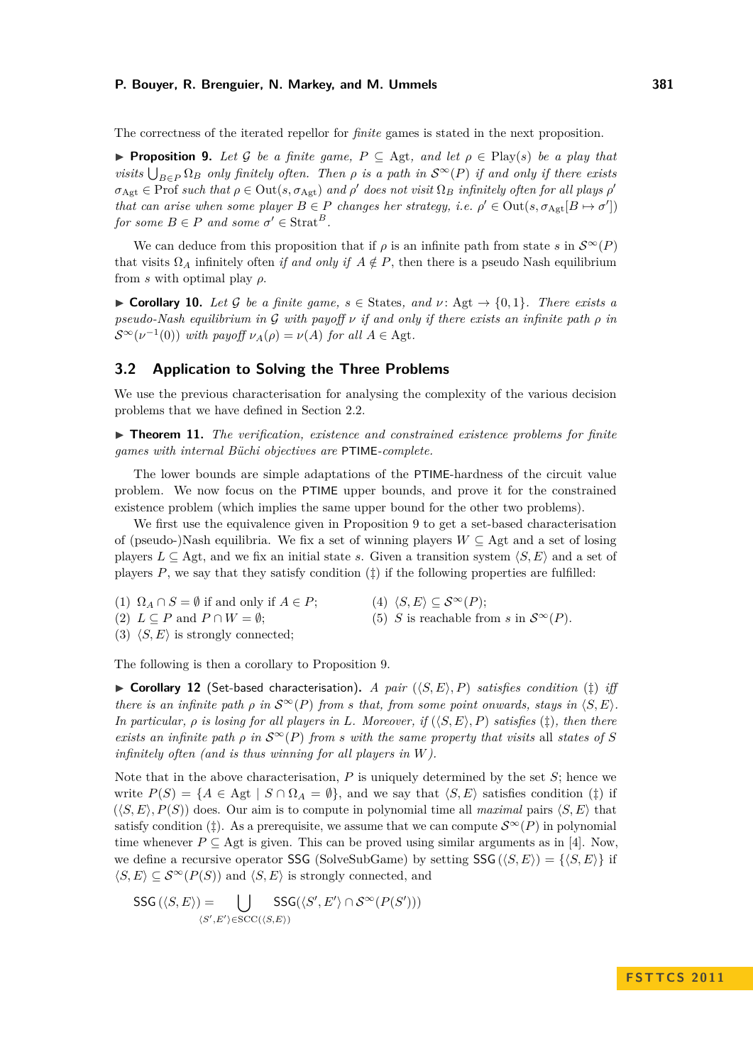The correctness of the iterated repellor for *finite* games is stated in the next proposition.

▶ **Proposition 9.** *Let $\mathcal{G}$ be a finite game, $P \subseteq \mathrm{Agt}$, and let $\rho \in \mathrm{Play}(s)$ be a play that visits $\bigcup_{B \in P} \Omega_B$ only finitely often. Then $\rho$ is a path in $\mathcal{S}^\infty(P)$ if and only if there exists $\sigma_{\mathrm{Agt}} \in \mathrm{Prof}$ such that $\rho \in \mathrm{Out}(s, \sigma_{\mathrm{Agt}})$ and $\rho'$ does not visit $\Omega_B$ infinitely often for all plays $\rho'$ that can arise when some player $B \in P$ changes her strategy, i.e. $\rho' \in \mathrm{Out}(s, \sigma_{\mathrm{Agt}}[B \mapsto \sigma'])$ for some $B \in P$ and some $\sigma' \in \mathrm{Strat}^B$.*

We can deduce from this proposition that if $\rho$ is an infinite path from state $s$ in $\mathcal{S}^\infty(P)$ that visits $\Omega_A$ infinitely often *if and only if* $A \notin P$, then there is a pseudo Nash equilibrium from $s$ with optimal play $\rho$.

▶ **Corollary 10.** *Let $\mathcal{G}$ be a finite game, $s \in \mathrm{States}$, and $\nu \colon \mathrm{Agt} \to \{0, 1\}$. There exists a pseudo-Nash equilibrium in $\mathcal{G}$ with payoff $\nu$ if and only if there exists an infinite path $\rho$ in $\mathcal{S}^\infty(\nu^{-1}(0))$ with payoff $\nu_A(\rho) = \nu(A)$ for all $A \in \mathrm{Agt}$.*

## 3.2 Application to Solving the Three Problems

We use the previous characterisation for analysing the complexity of the various decision problems that we have defined in Section 2.2.

▶ **Theorem 11.** *The verification, existence and constrained existence problems for finite games with internal Büchi objectives are* PTIME*-complete.*

The lower bounds are simple adaptations of the PTIME-hardness of the circuit value problem. We now focus on the PTIME upper bounds, and prove it for the constrained existence problem (which implies the same upper bound for the other two problems).

We first use the equivalence given in Proposition 9 to get a set-based characterisation of (pseudo-)Nash equilibria. We fix a set of winning players $W \subseteq \mathrm{Agt}$ and a set of losing players $L \subseteq \mathrm{Agt}$, and we fix an initial state $s$. Given a transition system $\langle S, E\rangle$ and a set of players $P$, we say that they satisfy condition (‡) if the following properties are fulfilled:

(1) $\Omega_A \cap S = \emptyset$ if and only if $A \in P$;
(2) $L \subseteq P$ and $P \cap W = \emptyset$;
(3) $\langle S, E\rangle$ is strongly connected;
(4) $\langle S, E\rangle \subseteq \mathcal{S}^\infty(P)$;
(5) $S$ is reachable from $s$ in $\mathcal{S}^\infty(P)$.

The following is then a corollary to Proposition 9.

▶ **Corollary 12** (Set-based characterisation)**.** *A pair $(\langle S, E\rangle, P)$ satisfies condition (‡) iff there is an infinite path $\rho$ in $\mathcal{S}^\infty(P)$ from $s$ that, from some point onwards, stays in $\langle S, E\rangle$. In particular, $\rho$ is losing for all players in $L$. Moreover, if $(\langle S, E\rangle, P)$ satisfies (‡), then there exists an infinite path $\rho$ in $\mathcal{S}^\infty(P)$ from $s$ with the same property that visits* all *states of $S$ infinitely often (and is thus winning for all players in $W$).*

Note that in the above characterisation, $P$ is uniquely determined by the set $S$; hence we write $P(S) = \{A \in \mathrm{Agt} \mid S \cap \Omega_A = \emptyset\}$, and we say that $\langle S, E\rangle$ satisfies condition (‡) if $(\langle S, E\rangle, P(S))$ does. Our aim is to compute in polynomial time all *maximal* pairs $\langle S, E\rangle$ that satisfy condition (‡). As a prerequisite, we assume that we can compute $\mathcal{S}^\infty(P)$ in polynomial time whenever $P \subseteq \mathrm{Agt}$ is given. This can be proved using similar arguments as in [4]. Now, we define a recursive operator SSG (SolveSubGame) by setting $\mathsf{SSG}(\langle S, E\rangle) = \{\langle S, E\rangle\}$ if $\langle S, E\rangle \subseteq \mathcal{S}^\infty(P(S))$ and $\langle S, E\rangle$ is strongly connected, and

$$\mathsf{SSG}(\langle S, E\rangle) = \bigcup_{\langle S', E'\rangle \in \mathrm{SCC}(\langle S, E\rangle)} \mathsf{SSG}(\langle S', E'\rangle \cap \mathcal{S}^\infty(P(S')))$$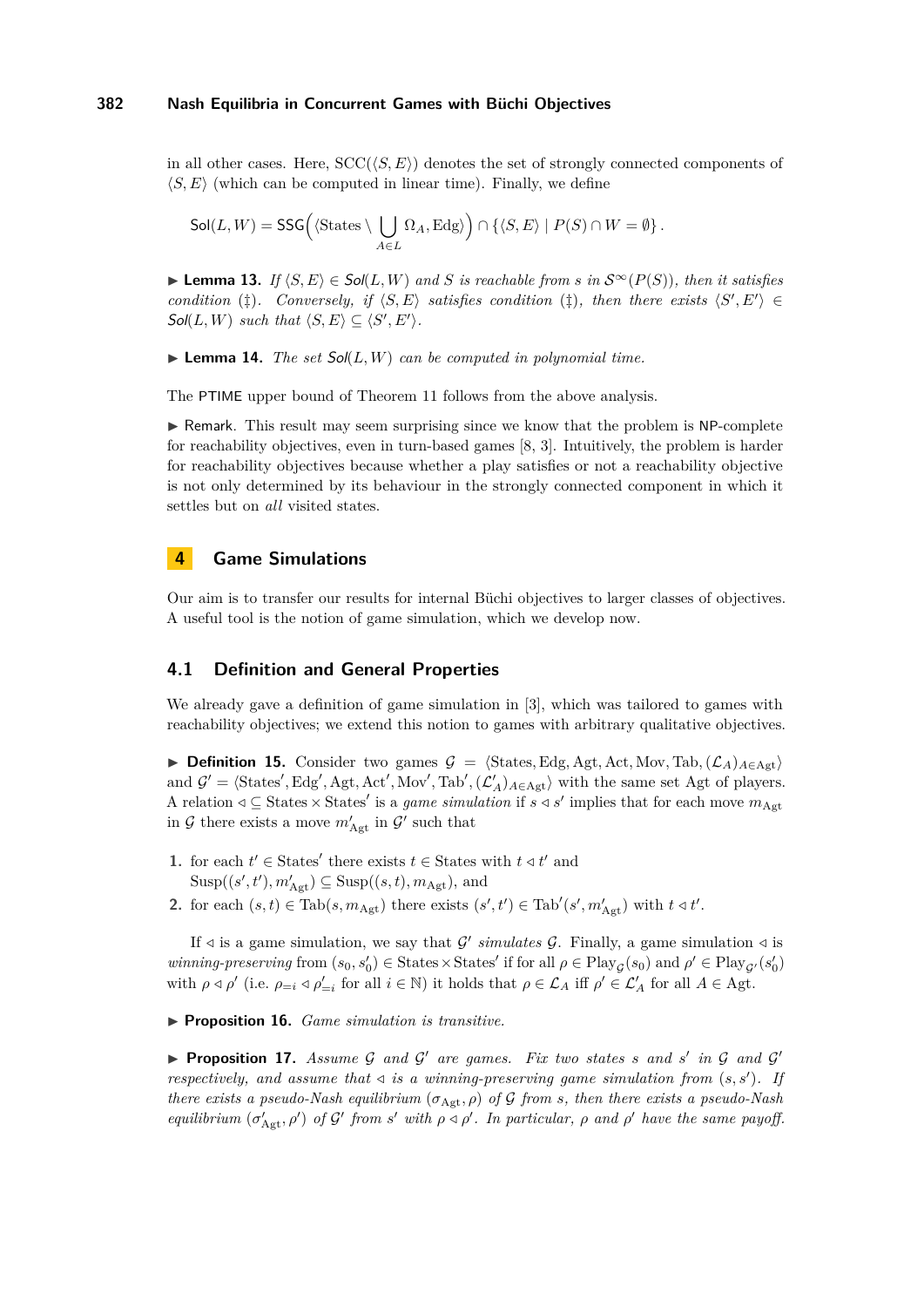in all other cases. Here, $\mathrm{SCC}(\langle S, E\rangle)$ denotes the set of strongly connected components of $\langle S, E\rangle$ (which can be computed in linear time). Finally, we define

$$\mathsf{Sol}(L, W) = \mathsf{SSG}\Big(\langle \mathrm{States} \setminus \bigcup_{A \in L} \Omega_A, \mathrm{Edg}\rangle\Big) \cap \{\langle S, E\rangle \mid P(S) \cap W = \emptyset\}.$$

**▶ Lemma 13.** *If $\langle S, E\rangle \in \mathsf{Sol}(L, W)$ and $S$ is reachable from $s$ in $\mathcal{S}^\infty(P(S))$, then it satisfies condition (‡). Conversely, if $\langle S, E\rangle$ satisfies condition (‡), then there exists $\langle S', E'\rangle \in \mathsf{Sol}(L, W)$ such that $\langle S, E\rangle \subseteq \langle S', E'\rangle$.*

**▶ Lemma 14.** *The set $\mathsf{Sol}(L, W)$ can be computed in polynomial time.*

The PTIME upper bound of Theorem 11 follows from the above analysis.

▶ Remark. This result may seem surprising since we know that the problem is NP-complete for reachability objectives, even in turn-based games [8, 3]. Intuitively, the problem is harder for reachability objectives because whether a play satisfies or not a reachability objective is not only determined by its behaviour in the strongly connected component in which it settles but on *all* visited states.

## 4 Game Simulations

Our aim is to transfer our results for internal Büchi objectives to larger classes of objectives. A useful tool is the notion of game simulation, which we develop now.

### 4.1 Definition and General Properties

We already gave a definition of game simulation in [3], which was tailored to games with reachability objectives; we extend this notion to games with arbitrary qualitative objectives.

**▶ Definition 15.** Consider two games $\mathcal{G} = \langle \mathrm{States}, \mathrm{Edg}, \mathrm{Agt}, \mathrm{Act}, \mathrm{Mov}, \mathrm{Tab}, (\mathcal{L}_A)_{A \in \mathrm{Agt}}\rangle$ and $\mathcal{G}' = \langle \mathrm{States}', \mathrm{Edg}', \mathrm{Agt}, \mathrm{Act}', \mathrm{Mov}', \mathrm{Tab}', (\mathcal{L}'_A)_{A \in \mathrm{Agt}}\rangle$ with the same set Agt of players. A relation $\lhd \subseteq \mathrm{States} \times \mathrm{States}'$ is a *game simulation* if $s \lhd s'$ implies that for each move $m_{\mathrm{Agt}}$ in $\mathcal{G}$ there exists a move $m'_{\mathrm{Agt}}$ in $\mathcal{G}'$ such that

1. for each $t' \in \mathrm{States}'$ there exists $t \in \mathrm{States}$ with $t \lhd t'$ and $\mathrm{Susp}((s', t'), m'_{\mathrm{Agt}}) \subseteq \mathrm{Susp}((s, t), m_{\mathrm{Agt}})$, and
2. for each $(s, t) \in \mathrm{Tab}(s, m_{\mathrm{Agt}})$ there exists $(s', t') \in \mathrm{Tab}'(s', m'_{\mathrm{Agt}})$ with $t \lhd t'$.

If $\lhd$ is a game simulation, we say that $\mathcal{G}'$ *simulates* $\mathcal{G}$. Finally, a game simulation $\lhd$ is *winning-preserving* from $(s_0, s'_0) \in \mathrm{States} \times \mathrm{States}'$ if for all $\rho \in \mathrm{Play}_{\mathcal{G}}(s_0)$ and $\rho' \in \mathrm{Play}_{\mathcal{G}'}(s'_0)$ with $\rho \lhd \rho'$ (i.e. $\rho_{=i} \lhd \rho'_{=i}$ for all $i \in \mathbb{N}$) it holds that $\rho \in \mathcal{L}_A$ iff $\rho' \in \mathcal{L}'_A$ for all $A \in \mathrm{Agt}$.

**▶ Proposition 16.** *Game simulation is transitive.*

**▶ Proposition 17.** *Assume $\mathcal{G}$ and $\mathcal{G}'$ are games. Fix two states $s$ and $s'$ in $\mathcal{G}$ and $\mathcal{G}'$ respectively, and assume that $\lhd$ is a winning-preserving game simulation from $(s, s')$. If there exists a pseudo-Nash equilibrium $(\sigma_{\mathrm{Agt}}, \rho)$ of $\mathcal{G}$ from $s$, then there exists a pseudo-Nash equilibrium $(\sigma'_{\mathrm{Agt}}, \rho')$ of $\mathcal{G}'$ from $s'$ with $\rho \lhd \rho'$. In particular, $\rho$ and $\rho'$ have the same payoff.*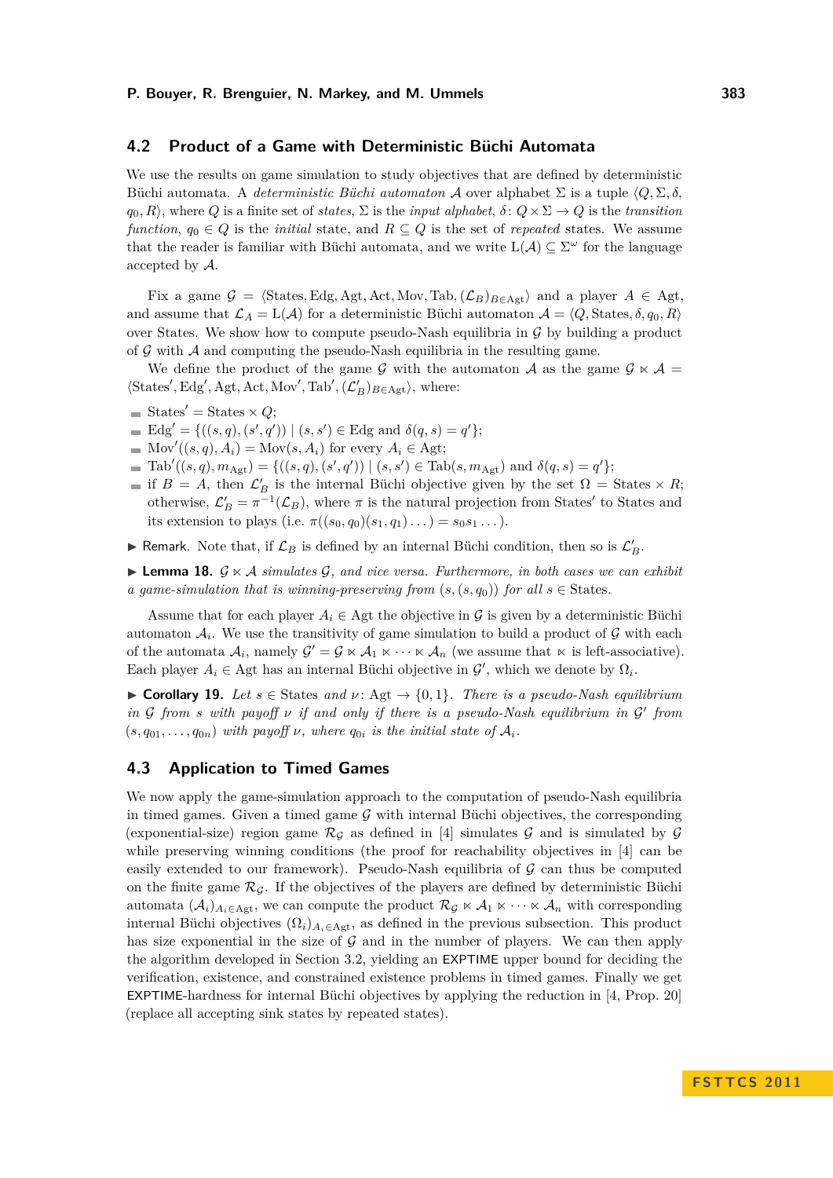## 4.2 Product of a Game with Deterministic Büchi Automata

We use the results on game simulation to study objectives that are defined by deterministic Büchi automata. A *deterministic Büchi automaton* $\mathcal{A}$ over alphabet $\Sigma$ is a tuple $\langle Q, \Sigma, \delta, q_0, R\rangle$, where $Q$ is a finite set of *states*, $\Sigma$ is the *input alphabet*, $\delta\colon Q \times \Sigma \to Q$ is the *transition function*, $q_0 \in Q$ is the *initial* state, and $R \subseteq Q$ is the set of *repeated* states. We assume that the reader is familiar with Büchi automata, and we write $\mathrm{L}(\mathcal{A}) \subseteq \Sigma^\omega$ for the language accepted by $\mathcal{A}$.

Fix a game $\mathcal{G} = \langle \mathrm{States}, \mathrm{Edg}, \mathrm{Agt}, \mathrm{Act}, \mathrm{Mov}, \mathrm{Tab}, (\mathcal{L}_B)_{B\in\mathrm{Agt}}\rangle$ and a player $A \in \mathrm{Agt}$, and assume that $\mathcal{L}_A = \mathrm{L}(\mathcal{A})$ for a deterministic Büchi automaton $\mathcal{A} = \langle Q, \mathrm{States}, \delta, q_0, R\rangle$ over States. We show how to compute pseudo-Nash equilibria in $\mathcal{G}$ by building a product of $\mathcal{G}$ with $\mathcal{A}$ and computing the pseudo-Nash equilibria in the resulting game.

We define the product of the game $\mathcal{G}$ with the automaton $\mathcal{A}$ as the game $\mathcal{G} \ltimes \mathcal{A} = \langle \mathrm{States}', \mathrm{Edg}', \mathrm{Agt}, \mathrm{Act}, \mathrm{Mov}', \mathrm{Tab}', (\mathcal{L}'_B)_{B\in\mathrm{Agt}}\rangle$, where:

- $\mathrm{States}' = \mathrm{States} \times Q$;
- $\mathrm{Edg}' = \{((s,q),(s',q')) \mid (s,s') \in \mathrm{Edg} \text{ and } \delta(q,s) = q'\}$;
- $\mathrm{Mov}'((s,q),A_i) = \mathrm{Mov}(s,A_i)$ for every $A_i \in \mathrm{Agt}$;
- $\mathrm{Tab}'((s,q),m_{\mathrm{Agt}}) = \{((s,q),(s',q')) \mid (s,s') \in \mathrm{Tab}(s,m_{\mathrm{Agt}}) \text{ and } \delta(q,s) = q'\}$;
- if $B = A$, then $\mathcal{L}'_B$ is the internal Büchi objective given by the set $\Omega = \mathrm{States} \times R$; otherwise, $\mathcal{L}'_B = \pi^{-1}(\mathcal{L}_B)$, where $\pi$ is the natural projection from States′ to States and its extension to plays (i.e. $\pi((s_0,q_0)(s_1,q_1)\ldots) = s_0 s_1 \ldots$).

▶ Remark. Note that, if $\mathcal{L}_B$ is defined by an internal Büchi condition, then so is $\mathcal{L}'_B$.

▶ **Lemma 18.** *$\mathcal{G} \ltimes \mathcal{A}$ simulates $\mathcal{G}$, and vice versa. Furthermore, in both cases we can exhibit a game-simulation that is winning-preserving from $(s,(s,q_0))$ for all $s \in \mathrm{States}$.*

Assume that for each player $A_i \in \mathrm{Agt}$ the objective in $\mathcal{G}$ is given by a deterministic Büchi automaton $\mathcal{A}_i$. We use the transitivity of game simulation to build a product of $\mathcal{G}$ with each of the automata $\mathcal{A}_i$, namely $\mathcal{G}' = \mathcal{G} \ltimes \mathcal{A}_1 \ltimes \cdots \ltimes \mathcal{A}_n$ (we assume that $\ltimes$ is left-associative). Each player $A_i \in \mathrm{Agt}$ has an internal Büchi objective in $\mathcal{G}'$, which we denote by $\Omega_i$.

▶ **Corollary 19.** *Let $s \in \mathrm{States}$ and $\nu\colon \mathrm{Agt} \to \{0,1\}$. There is a pseudo-Nash equilibrium in $\mathcal{G}$ from $s$ with payoff $\nu$ if and only if there is a pseudo-Nash equilibrium in $\mathcal{G}'$ from $(s, q_{01}, \ldots, q_{0n})$ with payoff $\nu$, where $q_{0i}$ is the initial state of $\mathcal{A}_i$.*

## 4.3 Application to Timed Games

We now apply the game-simulation approach to the computation of pseudo-Nash equilibria in timed games. Given a timed game $\mathcal{G}$ with internal Büchi objectives, the corresponding (exponential-size) region game $\mathcal{R}_\mathcal{G}$ as defined in [4] simulates $\mathcal{G}$ and is simulated by $\mathcal{G}$ while preserving winning conditions (the proof for reachability objectives in [4] can be easily extended to our framework). Pseudo-Nash equilibria of $\mathcal{G}$ can thus be computed on the finite game $\mathcal{R}_\mathcal{G}$. If the objectives of the players are defined by deterministic Büchi automata $(\mathcal{A}_i)_{A_i\in\mathrm{Agt}}$, we can compute the product $\mathcal{R}_\mathcal{G} \ltimes \mathcal{A}_1 \ltimes \cdots \ltimes \mathcal{A}_n$ with corresponding internal Büchi objectives $(\Omega_i)_{A_i\in\mathrm{Agt}}$, as defined in the previous subsection. This product has size exponential in the size of $\mathcal{G}$ and in the number of players. We can then apply the algorithm developed in Section 3.2, yielding an EXPTIME upper bound for deciding the verification, existence, and constrained existence problems in timed games. Finally we get EXPTIME-hardness for internal Büchi objectives by applying the reduction in [4, Prop. 20] (replace all accepting sink states by repeated states).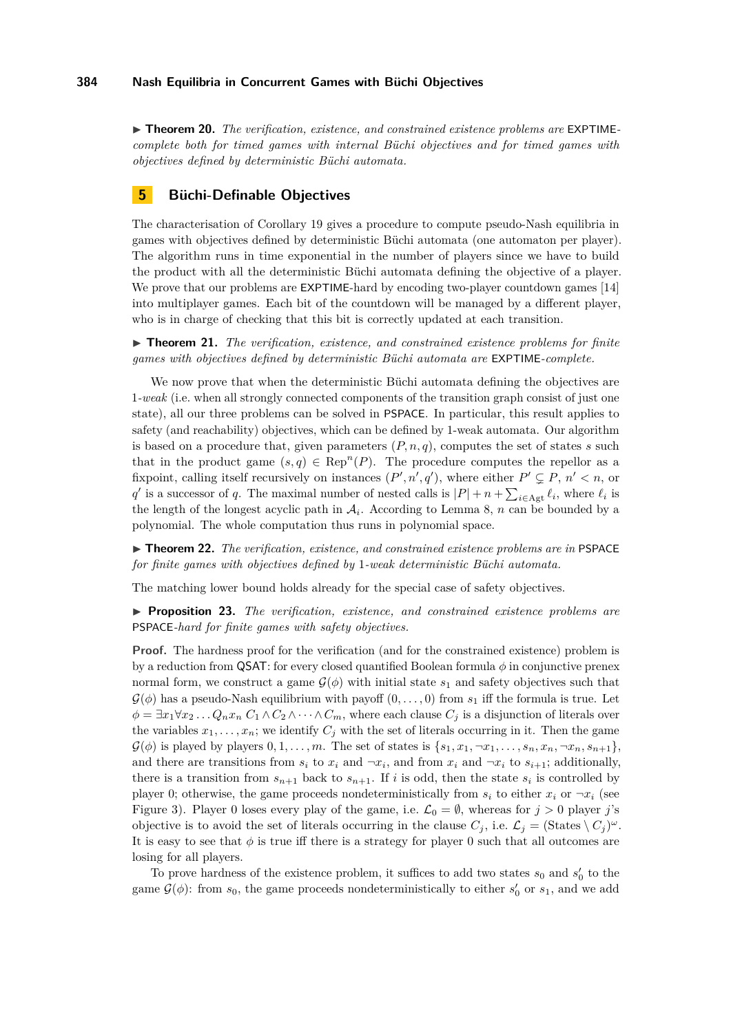▶ **Theorem 20.** *The verification, existence, and constrained existence problems are* EXPTIME*-complete both for timed games with internal Büchi objectives and for timed games with objectives defined by deterministic Büchi automata.*

## 5 Büchi-Definable Objectives

The characterisation of Corollary 19 gives a procedure to compute pseudo-Nash equilibria in games with objectives defined by deterministic Büchi automata (one automaton per player). The algorithm runs in time exponential in the number of players since we have to build the product with all the deterministic Büchi automata defining the objective of a player. We prove that our problems are EXPTIME-hard by encoding two-player countdown games [14] into multiplayer games. Each bit of the countdown will be managed by a different player, who is in charge of checking that this bit is correctly updated at each transition.

▶ **Theorem 21.** *The verification, existence, and constrained existence problems for finite games with objectives defined by deterministic Büchi automata are* EXPTIME*-complete.*

We now prove that when the deterministic Büchi automata defining the objectives are 1-*weak* (i.e. when all strongly connected components of the transition graph consist of just one state), all our three problems can be solved in PSPACE. In particular, this result applies to safety (and reachability) objectives, which can be defined by 1-weak automata. Our algorithm is based on a procedure that, given parameters $(P, n, q)$, computes the set of states $s$ such that in the product game $(s, q) \in \mathrm{Rep}^n(P)$. The procedure computes the repellor as a fixpoint, calling itself recursively on instances $(P', n', q')$, where either $P' \subsetneq P$, $n' < n$, or $q'$ is a successor of $q$. The maximal number of nested calls is $|P| + n + \sum_{i \in \mathrm{Agt}} \ell_i$, where $\ell_i$ is the length of the longest acyclic path in $\mathcal{A}_i$. According to Lemma 8, $n$ can be bounded by a polynomial. The whole computation thus runs in polynomial space.

▶ **Theorem 22.** *The verification, existence, and constrained existence problems are in* PSPACE *for finite games with objectives defined by* 1*-weak deterministic Büchi automata.*

The matching lower bound holds already for the special case of safety objectives.

▶ **Proposition 23.** *The verification, existence, and constrained existence problems are* PSPACE*-hard for finite games with safety objectives.*

**Proof.** The hardness proof for the verification (and for the constrained existence) problem is by a reduction from QSAT: for every closed quantified Boolean formula $\phi$ in conjunctive prenex normal form, we construct a game $\mathcal{G}(\phi)$ with initial state $s_1$ and safety objectives such that $\mathcal{G}(\phi)$ has a pseudo-Nash equilibrium with payoff $(0, \ldots, 0)$ from $s_1$ iff the formula is true. Let $\phi = \exists x_1 \forall x_2 \ldots Q_n x_n\; C_1 \wedge C_2 \wedge \cdots \wedge C_m$, where each clause $C_j$ is a disjunction of literals over the variables $x_1, \ldots, x_n$; we identify $C_j$ with the set of literals occurring in it. Then the game $\mathcal{G}(\phi)$ is played by players $0, 1, \ldots, m$. The set of states is $\{s_1, x_1, \neg x_1, \ldots, s_n, x_n, \neg x_n, s_{n+1}\}$, and there are transitions from $s_i$ to $x_i$ and $\neg x_i$, and from $x_i$ and $\neg x_i$ to $s_{i+1}$; additionally, there is a transition from $s_{n+1}$ back to $s_{n+1}$. If $i$ is odd, then the state $s_i$ is controlled by player 0; otherwise, the game proceeds nondeterministically from $s_i$ to either $x_i$ or $\neg x_i$ (see Figure 3). Player 0 loses every play of the game, i.e. $\mathcal{L}_0 = \emptyset$, whereas for $j > 0$ player $j$'s objective is to avoid the set of literals occurring in the clause $C_j$, i.e. $\mathcal{L}_j = (\mathrm{States} \setminus C_j)^\omega$. It is easy to see that $\phi$ is true iff there is a strategy for player 0 such that all outcomes are losing for all players.

To prove hardness of the existence problem, it suffices to add two states $s_0$ and $s_0'$ to the game $\mathcal{G}(\phi)$: from $s_0$, the game proceeds nondeterministically to either $s_0'$ or $s_1$, and we add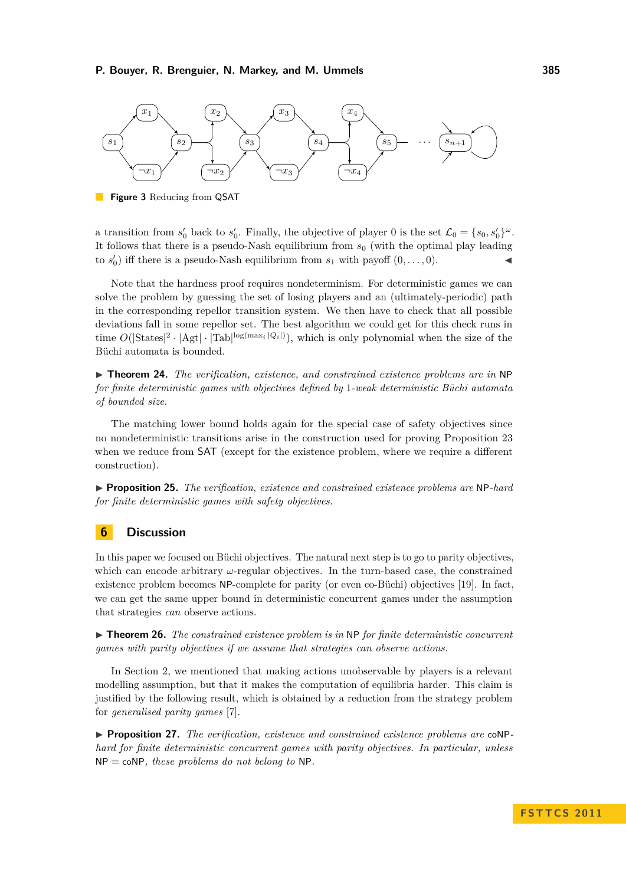**Figure 3** Reducing from QSAT

a transition from $s_0'$ back to $s_0'$. Finally, the objective of player 0 is the set $\mathcal{L}_0 = \{s_0, s_0'\}^\omega$. It follows that there is a pseudo-Nash equilibrium from $s_0$ (with the optimal play leading to $s_0'$) iff there is a pseudo-Nash equilibrium from $s_1$ with payoff $(0, \ldots, 0)$. ◀

Note that the hardness proof requires nondeterminism. For deterministic games we can solve the problem by guessing the set of losing players and an (ultimately-periodic) path in the corresponding repellor transition system. We then have to check that all possible deviations fall in some repellor set. The best algorithm we could get for this check runs in time $O(|\text{States}|^2 \cdot |\text{Agt}| \cdot |\text{Tab}|^{\log(\max_i |Q_i|)})$, which is only polynomial when the size of the Büchi automata is bounded.

▶ **Theorem 24.** *The verification, existence, and constrained existence problems are in* NP *for finite deterministic games with objectives defined by* 1*-weak deterministic Büchi automata of bounded size.*

The matching lower bound holds again for the special case of safety objectives since no nondeterministic transitions arise in the construction used for proving Proposition 23 when we reduce from SAT (except for the existence problem, where we require a different construction).

▶ **Proposition 25.** *The verification, existence and constrained existence problems are* NP*-hard for finite deterministic games with safety objectives.*

## 6 Discussion

In this paper we focused on Büchi objectives. The natural next step is to go to parity objectives, which can encode arbitrary $\omega$-regular objectives. In the turn-based case, the constrained existence problem becomes NP-complete for parity (or even co-Büchi) objectives [19]. In fact, we can get the same upper bound in deterministic concurrent games under the assumption that strategies *can* observe actions.

▶ **Theorem 26.** *The constrained existence problem is in* NP *for finite deterministic concurrent games with parity objectives if we assume that strategies can observe actions.*

In Section 2, we mentioned that making actions unobservable by players is a relevant modelling assumption, but that it makes the computation of equilibria harder. This claim is justified by the following result, which is obtained by a reduction from the strategy problem for *generalised parity games* [7].

▶ **Proposition 27.** *The verification, existence and constrained existence problems are* coNP*-hard for finite deterministic concurrent games with parity objectives. In particular, unless* NP = coNP*, these problems do not belong to* NP.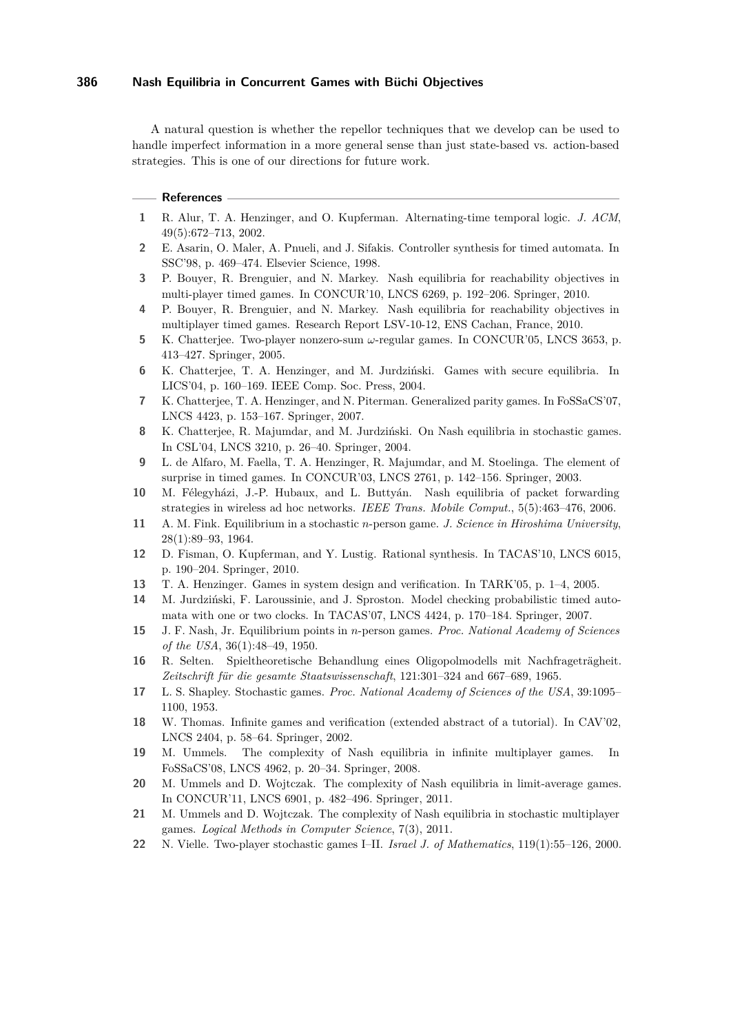A natural question is whether the repellor techniques that we develop can be used to handle imperfect information in a more general sense than just state-based vs. action-based strategies. This is one of our directions for future work.

## References

1. R. Alur, T. A. Henzinger, and O. Kupferman. Alternating-time temporal logic. *J. ACM*, 49(5):672–713, 2002.
2. E. Asarin, O. Maler, A. Pnueli, and J. Sifakis. Controller synthesis for timed automata. In SSC'98, p. 469–474. Elsevier Science, 1998.
3. P. Bouyer, R. Brenguier, and N. Markey. Nash equilibria for reachability objectives in multi-player timed games. In CONCUR'10, LNCS 6269, p. 192–206. Springer, 2010.
4. P. Bouyer, R. Brenguier, and N. Markey. Nash equilibria for reachability objectives in multiplayer timed games. Research Report LSV-10-12, ENS Cachan, France, 2010.
5. K. Chatterjee. Two-player nonzero-sum $\omega$-regular games. In CONCUR'05, LNCS 3653, p. 413–427. Springer, 2005.
6. K. Chatterjee, T. A. Henzinger, and M. Jurdziński. Games with secure equilibria. In LICS'04, p. 160–169. IEEE Comp. Soc. Press, 2004.
7. K. Chatterjee, T. A. Henzinger, and N. Piterman. Generalized parity games. In FoSSaCS'07, LNCS 4423, p. 153–167. Springer, 2007.
8. K. Chatterjee, R. Majumdar, and M. Jurdziński. On Nash equilibria in stochastic games. In CSL'04, LNCS 3210, p. 26–40. Springer, 2004.
9. L. de Alfaro, M. Faella, T. A. Henzinger, R. Majumdar, and M. Stoelinga. The element of surprise in timed games. In CONCUR'03, LNCS 2761, p. 142–156. Springer, 2003.
10. M. Félegyházi, J.-P. Hubaux, and L. Buttyán. Nash equilibria of packet forwarding strategies in wireless ad hoc networks. *IEEE Trans. Mobile Comput.*, 5(5):463–476, 2006.
11. A. M. Fink. Equilibrium in a stochastic $n$-person game. *J. Science in Hiroshima University*, 28(1):89–93, 1964.
12. D. Fisman, O. Kupferman, and Y. Lustig. Rational synthesis. In TACAS'10, LNCS 6015, p. 190–204. Springer, 2010.
13. T. A. Henzinger. Games in system design and verification. In TARK'05, p. 1–4, 2005.
14. M. Jurdziński, F. Laroussinie, and J. Sproston. Model checking probabilistic timed automata with one or two clocks. In TACAS'07, LNCS 4424, p. 170–184. Springer, 2007.
15. J. F. Nash, Jr. Equilibrium points in $n$-person games. *Proc. National Academy of Sciences of the USA*, 36(1):48–49, 1950.
16. R. Selten. Spieltheoretische Behandlung eines Oligopolmodells mit Nachfrageträgheit. *Zeitschrift für die gesamte Staatswissenschaft*, 121:301–324 and 667–689, 1965.
17. L. S. Shapley. Stochastic games. *Proc. National Academy of Sciences of the USA*, 39:1095–1100, 1953.
18. W. Thomas. Infinite games and verification (extended abstract of a tutorial). In CAV'02, LNCS 2404, p. 58–64. Springer, 2002.
19. M. Ummels. The complexity of Nash equilibria in infinite multiplayer games. In FoSSaCS'08, LNCS 4962, p. 20–34. Springer, 2008.
20. M. Ummels and D. Wojtczak. The complexity of Nash equilibria in limit-average games. In CONCUR'11, LNCS 6901, p. 482–496. Springer, 2011.
21. M. Ummels and D. Wojtczak. The complexity of Nash equilibria in stochastic multiplayer games. *Logical Methods in Computer Science*, 7(3), 2011.
22. N. Vielle. Two-player stochastic games I–II. *Israel J. of Mathematics*, 119(1):55–126, 2000.